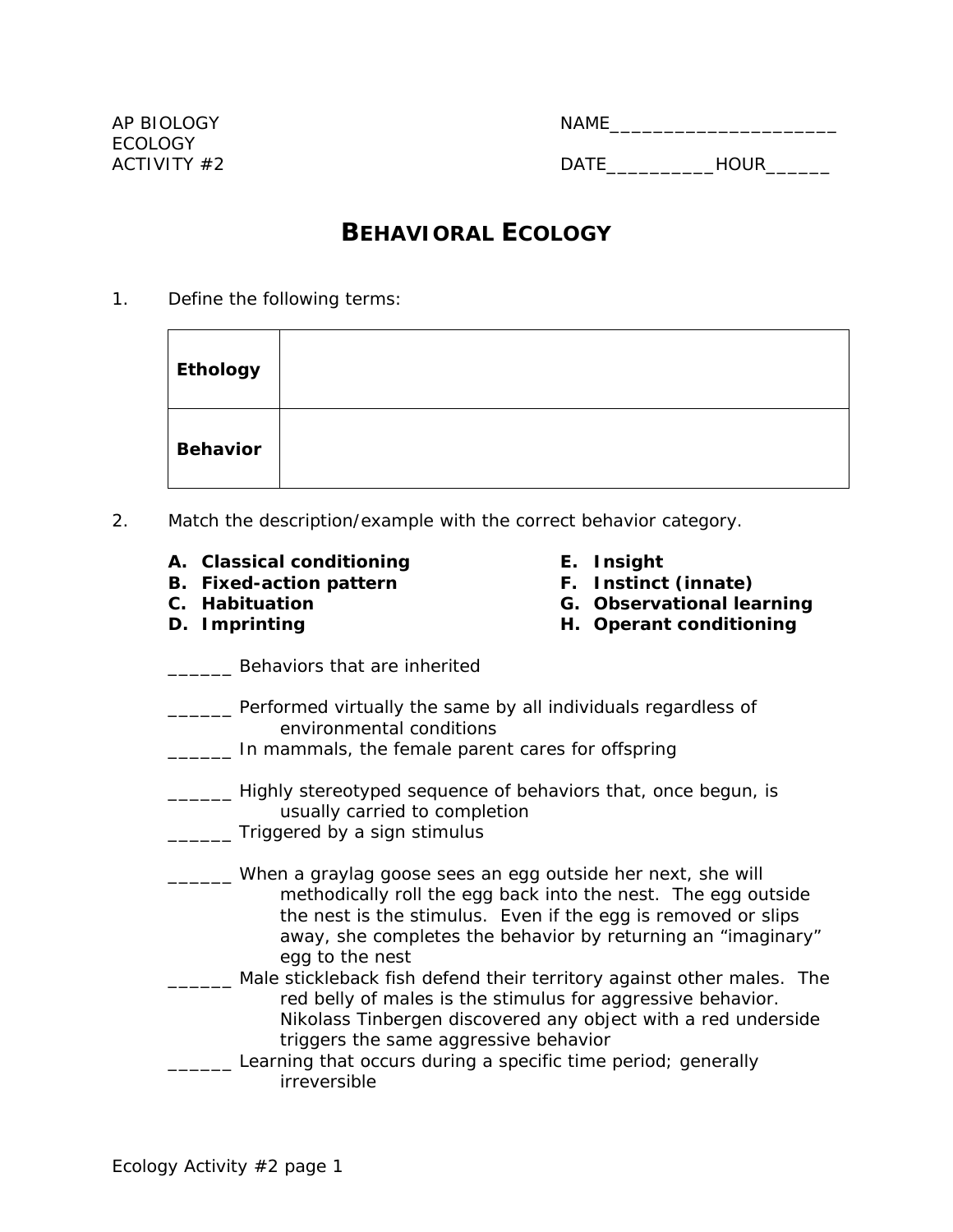AP BIOLOGY
ECOLOGY
ACTIVITY #2

NAME_____________________

DATE__________HOUR______

# BEHAVIORAL ECOLOGY

1. Define the following terms:

| | |
|---|---|
| **Ethology** | |
| **Behavior** | |

2. Match the description/example with the correct behavior category.

**A. Classical conditioning**
**B. Fixed-action pattern**
**C. Habituation**
**D. Imprinting**
**E. Insight**
**F. Instinct (innate)**
**G. Observational learning**
**H. Operant conditioning**

______ Behaviors that are inherited

______ Performed virtually the same by all individuals regardless of environmental conditions

______ In mammals, the female parent cares for offspring

______ Highly stereotyped sequence of behaviors that, once begun, is usually carried to completion

______ Triggered by a sign stimulus

______ When a graylag goose sees an egg outside her next, she will methodically roll the egg back into the nest. The egg outside the nest is the stimulus. Even if the egg is removed or slips away, she completes the behavior by returning an "imaginary" egg to the nest

______ Male stickleback fish defend their territory against other males. The red belly of males is the stimulus for aggressive behavior. Nikolass Tinbergen discovered any object with a red underside triggers the same aggressive behavior

______ Learning that occurs during a specific time period; generally irreversible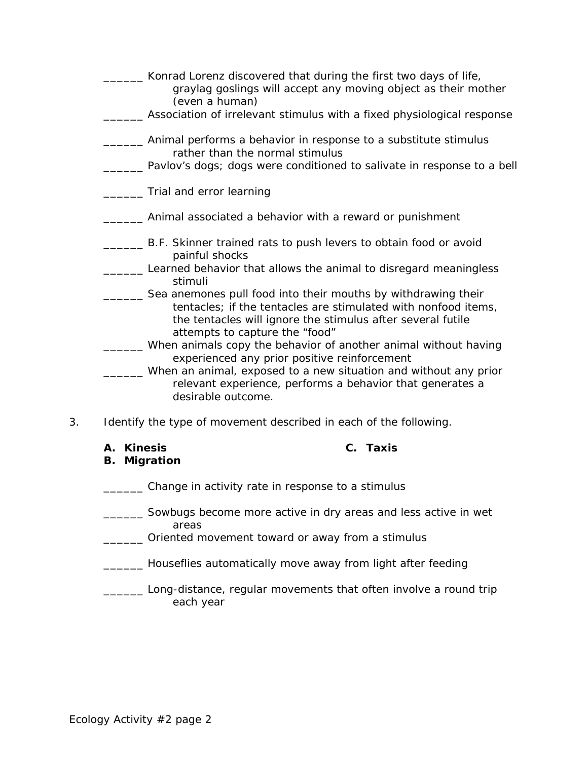______ Konrad Lorenz discovered that during the first two days of life, graylag goslings will accept any moving object as their mother (even a human)

______ Association of irrelevant stimulus with a fixed physiological response

______ Animal performs a behavior in response to a substitute stimulus rather than the normal stimulus

______ Pavlov's dogs; dogs were conditioned to salivate in response to a bell

______ Trial and error learning

______ Animal associated a behavior with a reward or punishment

______ B.F. Skinner trained rats to push levers to obtain food or avoid painful shocks

______ Learned behavior that allows the animal to disregard meaningless stimuli

______ Sea anemones pull food into their mouths by withdrawing their tentacles; if the tentacles are stimulated with nonfood items, the tentacles will ignore the stimulus after several futile attempts to capture the "food"

______ When animals copy the behavior of another animal without having experienced any prior positive reinforcement

______ When an animal, exposed to a new situation and without any prior relevant experience, performs a behavior that generates a desirable outcome.

3. Identify the type of movement described in each of the following.

**A. Kinesis**
**B. Migration**
**C. Taxis**

______ Change in activity rate in response to a stimulus

______ Sowbugs become more active in dry areas and less active in wet areas

______ Oriented movement toward or away from a stimulus

______ Houseflies automatically move away from light after feeding

______ Long-distance, regular movements that often involve a round trip each year